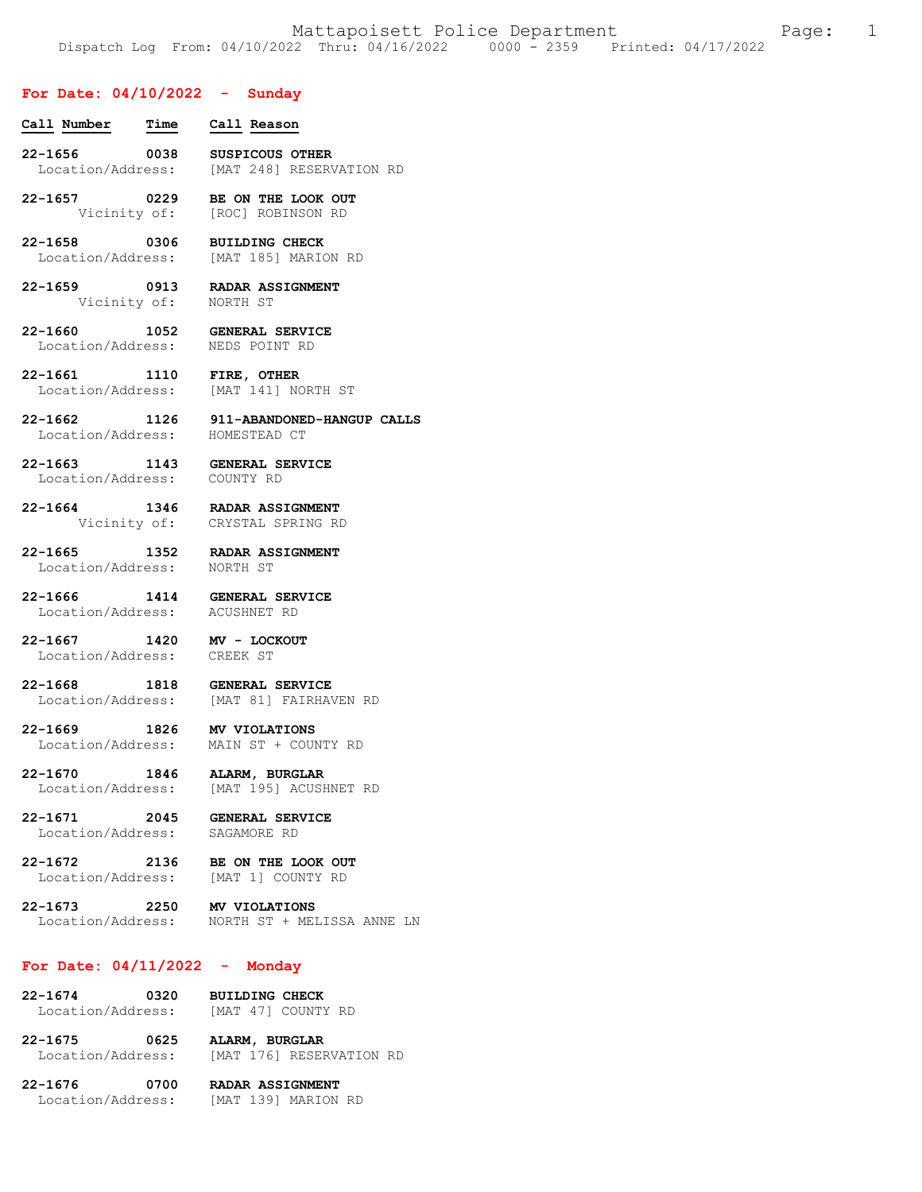## For Date: 04/10/2022 - Sunday

| Call Number | Time | Call Reason |
| --- | --- | --- |
| 22-1656 | 0038 | SUSPICOUS OTHER |
| Location/Address: | | [MAT 248] RESERVATION RD |
| 22-1657 | 0229 | BE ON THE LOOK OUT |
| Vicinity of: | | [ROC] ROBINSON RD |
| 22-1658 | 0306 | BUILDING CHECK |
| Location/Address: | | [MAT 185] MARION RD |
| 22-1659 | 0913 | RADAR ASSIGNMENT |
| Vicinity of: | | NORTH ST |
| 22-1660 | 1052 | GENERAL SERVICE |
| Location/Address: | | NEDS POINT RD |
| 22-1661 | 1110 | FIRE, OTHER |
| Location/Address: | | [MAT 141] NORTH ST |
| 22-1662 | 1126 | 911-ABANDONED-HANGUP CALLS |
| Location/Address: | | HOMESTEAD CT |
| 22-1663 | 1143 | GENERAL SERVICE |
| Location/Address: | | COUNTY RD |
| 22-1664 | 1346 | RADAR ASSIGNMENT |
| Vicinity of: | | CRYSTAL SPRING RD |
| 22-1665 | 1352 | RADAR ASSIGNMENT |
| Location/Address: | | NORTH ST |
| 22-1666 | 1414 | GENERAL SERVICE |
| Location/Address: | | ACUSHNET RD |
| 22-1667 | 1420 | MV - LOCKOUT |
| Location/Address: | | CREEK ST |
| 22-1668 | 1818 | GENERAL SERVICE |
| Location/Address: | | [MAT 81] FAIRHAVEN RD |
| 22-1669 | 1826 | MV VIOLATIONS |
| Location/Address: | | MAIN ST + COUNTY RD |
| 22-1670 | 1846 | ALARM, BURGLAR |
| Location/Address: | | [MAT 195] ACUSHNET RD |
| 22-1671 | 2045 | GENERAL SERVICE |
| Location/Address: | | SAGAMORE RD |
| 22-1672 | 2136 | BE ON THE LOOK OUT |
| Location/Address: | | [MAT 1] COUNTY RD |
| 22-1673 | 2250 | MV VIOLATIONS |
| Location/Address: | | NORTH ST + MELISSA ANNE LN |

## For Date: 04/11/2022 - Monday

| Call Number | Time | Call Reason |
| --- | --- | --- |
| 22-1674 | 0320 | BUILDING CHECK |
| Location/Address: | | [MAT 47] COUNTY RD |
| 22-1675 | 0625 | ALARM, BURGLAR |
| Location/Address: | | [MAT 176] RESERVATION RD |
| 22-1676 | 0700 | RADAR ASSIGNMENT |
| Location/Address: | | [MAT 139] MARION RD |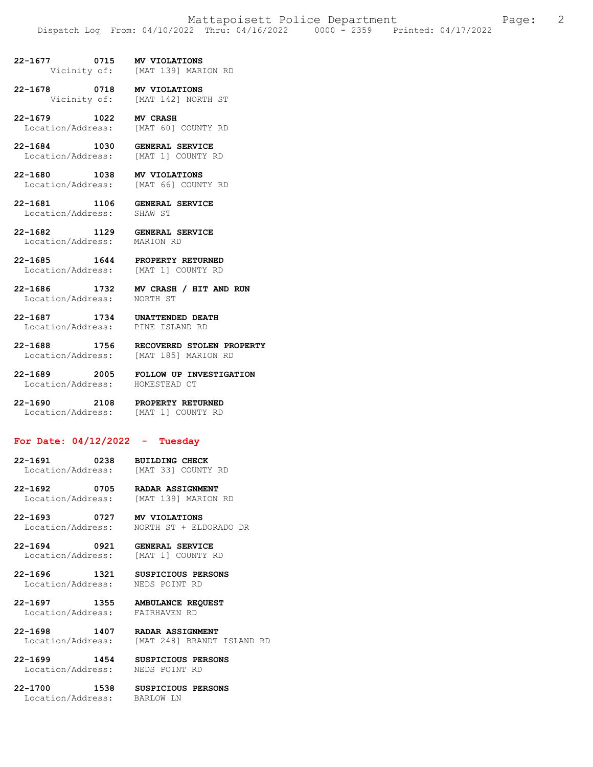**22-1677 0715 MV VIOLATIONS**
Vicinity of: [MAT 139] MARION RD

**22-1678 0718 MV VIOLATIONS**
Vicinity of: [MAT 142] NORTH ST

**22-1679 1022 MV CRASH**
Location/Address: [MAT 60] COUNTY RD

**22-1684 1030 GENERAL SERVICE**
Location/Address: [MAT 1] COUNTY RD

**22-1680 1038 MV VIOLATIONS**
Location/Address: [MAT 66] COUNTY RD

**22-1681 1106 GENERAL SERVICE**
Location/Address: SHAW ST

**22-1682 1129 GENERAL SERVICE**
Location/Address: MARION RD

**22-1685 1644 PROPERTY RETURNED**
Location/Address: [MAT 1] COUNTY RD

**22-1686 1732 MV CRASH / HIT AND RUN**
Location/Address: NORTH ST

**22-1687 1734 UNATTENDED DEATH**
Location/Address: PINE ISLAND RD

**22-1688 1756 RECOVERED STOLEN PROPERTY**
Location/Address: [MAT 185] MARION RD

**22-1689 2005 FOLLOW UP INVESTIGATION**
Location/Address: HOMESTEAD CT

**22-1690 2108 PROPERTY RETURNED**
Location/Address: [MAT 1] COUNTY RD

## For Date: 04/12/2022 - Tuesday

**22-1691 0238 BUILDING CHECK**
Location/Address: [MAT 33] COUNTY RD

**22-1692 0705 RADAR ASSIGNMENT**
Location/Address: [MAT 139] MARION RD

**22-1693 0727 MV VIOLATIONS**
Location/Address: NORTH ST + ELDORADO DR

**22-1694 0921 GENERAL SERVICE**
Location/Address: [MAT 1] COUNTY RD

**22-1696 1321 SUSPICIOUS PERSONS**
Location/Address: NEDS POINT RD

**22-1697 1355 AMBULANCE REQUEST**
Location/Address: FAIRHAVEN RD

**22-1698 1407 RADAR ASSIGNMENT**
Location/Address: [MAT 248] BRANDT ISLAND RD

**22-1699 1454 SUSPICIOUS PERSONS**
Location/Address: NEDS POINT RD

**22-1700 1538 SUSPICIOUS PERSONS**
Location/Address: BARLOW LN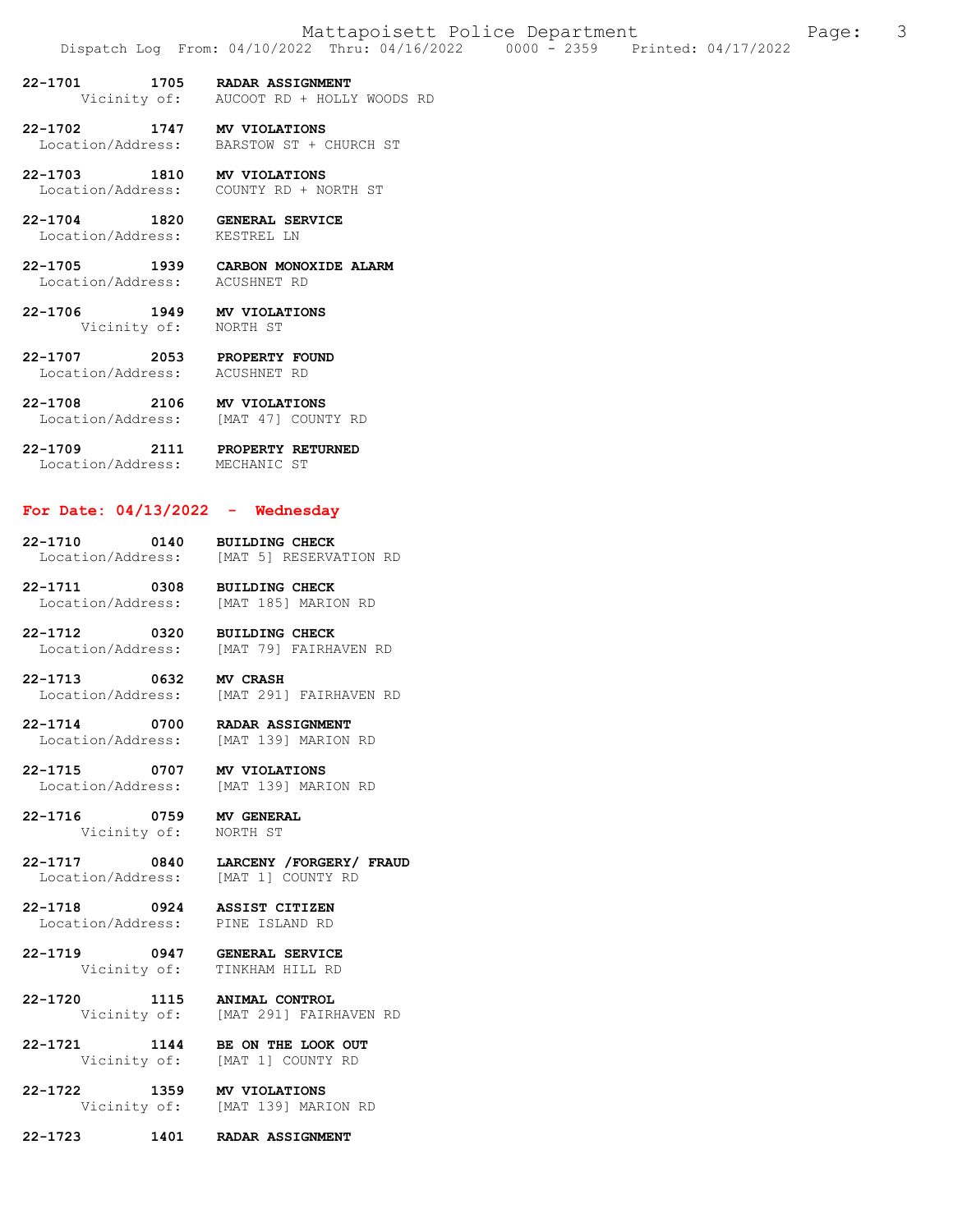**22-1701 1705 RADAR ASSIGNMENT**
Vicinity of: AUCOOT RD + HOLLY WOODS RD

**22-1702 1747 MV VIOLATIONS**
Location/Address: BARSTOW ST + CHURCH ST

**22-1703 1810 MV VIOLATIONS**
Location/Address: COUNTY RD + NORTH ST

**22-1704 1820 GENERAL SERVICE**
Location/Address: KESTREL LN

**22-1705 1939 CARBON MONOXIDE ALARM**
Location/Address: ACUSHNET RD

**22-1706 1949 MV VIOLATIONS**
Vicinity of: NORTH ST

**22-1707 2053 PROPERTY FOUND**
Location/Address: ACUSHNET RD

**22-1708 2106 MV VIOLATIONS**
Location/Address: [MAT 47] COUNTY RD

**22-1709 2111 PROPERTY RETURNED**
Location/Address: MECHANIC ST

## For Date: 04/13/2022 - Wednesday

**22-1710 0140 BUILDING CHECK**
Location/Address: [MAT 5] RESERVATION RD

**22-1711 0308 BUILDING CHECK**
Location/Address: [MAT 185] MARION RD

**22-1712 0320 BUILDING CHECK**
Location/Address: [MAT 79] FAIRHAVEN RD

**22-1713 0632 MV CRASH**
Location/Address: [MAT 291] FAIRHAVEN RD

**22-1714 0700 RADAR ASSIGNMENT**
Location/Address: [MAT 139] MARION RD

**22-1715 0707 MV VIOLATIONS**
Location/Address: [MAT 139] MARION RD

**22-1716 0759 MV GENERAL**
Vicinity of: NORTH ST

**22-1717 0840 LARCENY /FORGERY/ FRAUD**
Location/Address: [MAT 1] COUNTY RD

**22-1718 0924 ASSIST CITIZEN**
Location/Address: PINE ISLAND RD

**22-1719 0947 GENERAL SERVICE**
Vicinity of: TINKHAM HILL RD

**22-1720 1115 ANIMAL CONTROL**
Vicinity of: [MAT 291] FAIRHAVEN RD

**22-1721 1144 BE ON THE LOOK OUT**
Vicinity of: [MAT 1] COUNTY RD

**22-1722 1359 MV VIOLATIONS**
Vicinity of: [MAT 139] MARION RD

**22-1723 1401 RADAR ASSIGNMENT**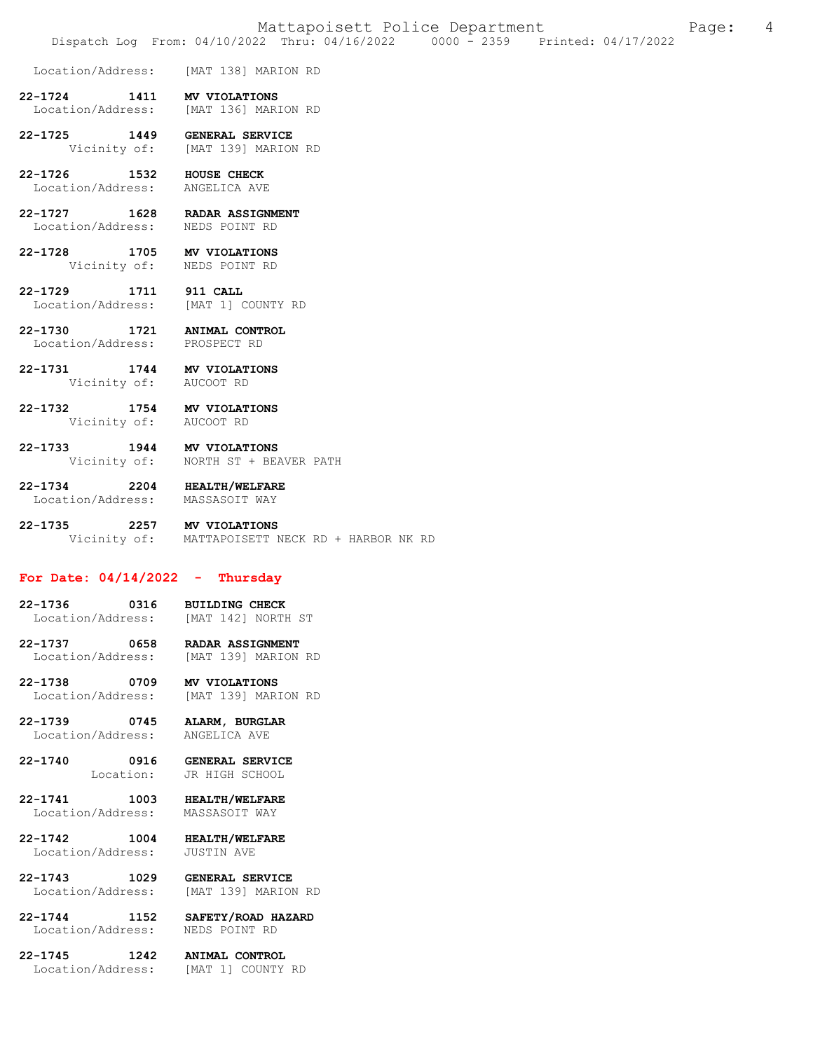Location/Address: [MAT 138] MARION RD

**22-1724 1411 MV VIOLATIONS**
Location/Address: [MAT 136] MARION RD

**22-1725 1449 GENERAL SERVICE**
Vicinity of: [MAT 139] MARION RD

**22-1726 1532 HOUSE CHECK**
Location/Address: ANGELICA AVE

**22-1727 1628 RADAR ASSIGNMENT**
Location/Address: NEDS POINT RD

**22-1728 1705 MV VIOLATIONS**
Vicinity of: NEDS POINT RD

**22-1729 1711 911 CALL**
Location/Address: [MAT 1] COUNTY RD

**22-1730 1721 ANIMAL CONTROL**
Location/Address: PROSPECT RD

**22-1731 1744 MV VIOLATIONS**
Vicinity of: AUCOOT RD

**22-1732 1754 MV VIOLATIONS**
Vicinity of: AUCOOT RD

**22-1733 1944 MV VIOLATIONS**
Vicinity of: NORTH ST + BEAVER PATH

**22-1734 2204 HEALTH/WELFARE**
Location/Address: MASSASOIT WAY

**22-1735 2257 MV VIOLATIONS**
Vicinity of: MATTAPOISETT NECK RD + HARBOR NK RD

## For Date: 04/14/2022 - Thursday

**22-1736 0316 BUILDING CHECK**
Location/Address: [MAT 142] NORTH ST

**22-1737 0658 RADAR ASSIGNMENT**
Location/Address: [MAT 139] MARION RD

**22-1738 0709 MV VIOLATIONS**
Location/Address: [MAT 139] MARION RD

**22-1739 0745 ALARM, BURGLAR**
Location/Address: ANGELICA AVE

**22-1740 0916 GENERAL SERVICE**
Location: JR HIGH SCHOOL

**22-1741 1003 HEALTH/WELFARE**
Location/Address: MASSASOIT WAY

**22-1742 1004 HEALTH/WELFARE**
Location/Address: JUSTIN AVE

**22-1743 1029 GENERAL SERVICE**
Location/Address: [MAT 139] MARION RD

**22-1744 1152 SAFETY/ROAD HAZARD**
Location/Address: NEDS POINT RD

**22-1745 1242 ANIMAL CONTROL**
Location/Address: [MAT 1] COUNTY RD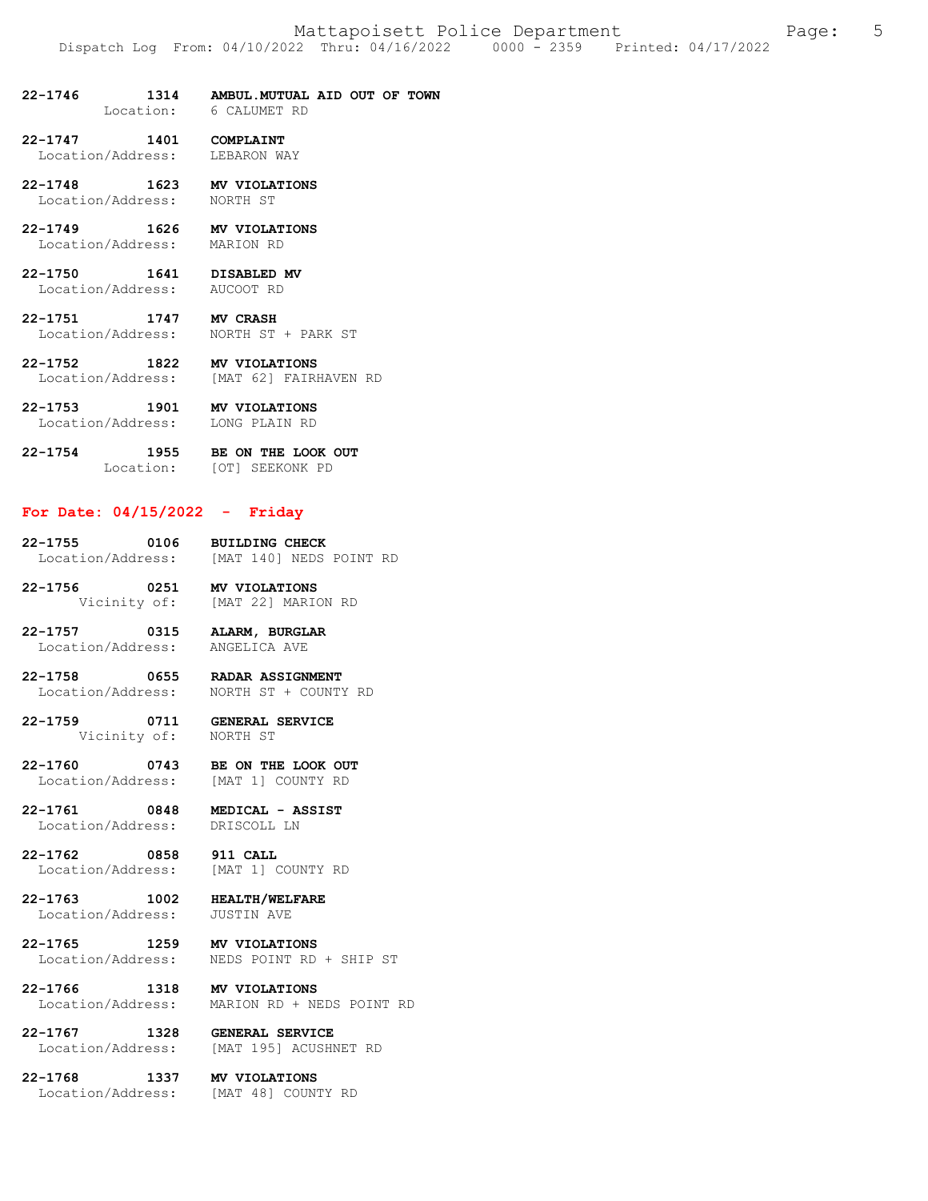**22-1746 1314 AMBUL.MUTUAL AID OUT OF TOWN**
Location: 6 CALUMET RD

**22-1747 1401 COMPLAINT**
Location/Address: LEBARON WAY

**22-1748 1623 MV VIOLATIONS**
Location/Address: NORTH ST

**22-1749 1626 MV VIOLATIONS**
Location/Address: MARION RD

**22-1750 1641 DISABLED MV**
Location/Address: AUCOOT RD

**22-1751 1747 MV CRASH**
Location/Address: NORTH ST + PARK ST

**22-1752 1822 MV VIOLATIONS**
Location/Address: [MAT 62] FAIRHAVEN RD

**22-1753 1901 MV VIOLATIONS**
Location/Address: LONG PLAIN RD

**22-1754 1955 BE ON THE LOOK OUT**
Location: [OT] SEEKONK PD

## For Date: 04/15/2022 - Friday

**22-1755 0106 BUILDING CHECK**
Location/Address: [MAT 140] NEDS POINT RD

**22-1756 0251 MV VIOLATIONS**
Vicinity of: [MAT 22] MARION RD

**22-1757 0315 ALARM, BURGLAR**
Location/Address: ANGELICA AVE

**22-1758 0655 RADAR ASSIGNMENT**
Location/Address: NORTH ST + COUNTY RD

**22-1759 0711 GENERAL SERVICE**
Vicinity of: NORTH ST

**22-1760 0743 BE ON THE LOOK OUT**
Location/Address: [MAT 1] COUNTY RD

**22-1761 0848 MEDICAL - ASSIST**
Location/Address: DRISCOLL LN

**22-1762 0858 911 CALL**
Location/Address: [MAT 1] COUNTY RD

**22-1763 1002 HEALTH/WELFARE**
Location/Address: JUSTIN AVE

**22-1765 1259 MV VIOLATIONS**
Location/Address: NEDS POINT RD + SHIP ST

**22-1766 1318 MV VIOLATIONS**
Location/Address: MARION RD + NEDS POINT RD

**22-1767 1328 GENERAL SERVICE**
Location/Address: [MAT 195] ACUSHNET RD

**22-1768 1337 MV VIOLATIONS**
Location/Address: [MAT 48] COUNTY RD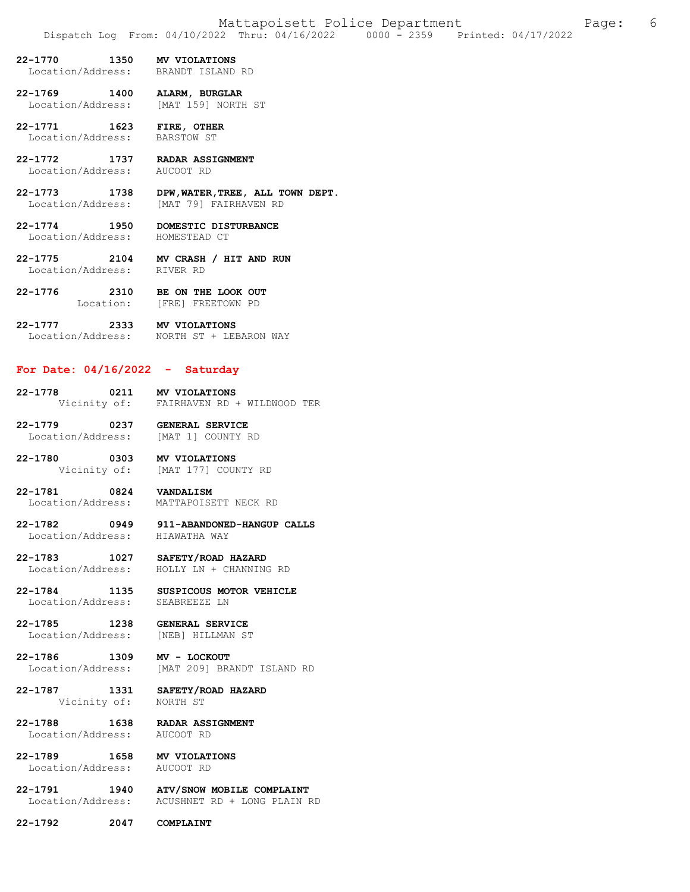**22-1770 1350 MV VIOLATIONS**
Location/Address: BRANDT ISLAND RD

**22-1769 1400 ALARM, BURGLAR**
Location/Address: [MAT 159] NORTH ST

**22-1771 1623 FIRE, OTHER**
Location/Address: BARSTOW ST

**22-1772 1737 RADAR ASSIGNMENT**
Location/Address: AUCOOT RD

**22-1773 1738 DPW,WATER,TREE, ALL TOWN DEPT.**
Location/Address: [MAT 79] FAIRHAVEN RD

**22-1774 1950 DOMESTIC DISTURBANCE**
Location/Address: HOMESTEAD CT

**22-1775 2104 MV CRASH / HIT AND RUN**
Location/Address: RIVER RD

**22-1776 2310 BE ON THE LOOK OUT**
Location: [FRE] FREETOWN PD

**22-1777 2333 MV VIOLATIONS**
Location/Address: NORTH ST + LEBARON WAY

## For Date: 04/16/2022 - Saturday

**22-1778 0211 MV VIOLATIONS**
Vicinity of: FAIRHAVEN RD + WILDWOOD TER

**22-1779 0237 GENERAL SERVICE**
Location/Address: [MAT 1] COUNTY RD

**22-1780 0303 MV VIOLATIONS**
Vicinity of: [MAT 177] COUNTY RD

**22-1781 0824 VANDALISM**
Location/Address: MATTAPOISETT NECK RD

**22-1782 0949 911-ABANDONED-HANGUP CALLS**
Location/Address: HIAWATHA WAY

**22-1783 1027 SAFETY/ROAD HAZARD**
Location/Address: HOLLY LN + CHANNING RD

**22-1784 1135 SUSPICOUS MOTOR VEHICLE**
Location/Address: SEABREEZE LN

**22-1785 1238 GENERAL SERVICE**
Location/Address: [NEB] HILLMAN ST

**22-1786 1309 MV - LOCKOUT**
Location/Address: [MAT 209] BRANDT ISLAND RD

**22-1787 1331 SAFETY/ROAD HAZARD**
Vicinity of: NORTH ST

**22-1788 1638 RADAR ASSIGNMENT**
Location/Address: AUCOOT RD

**22-1789 1658 MV VIOLATIONS**
Location/Address: AUCOOT RD

**22-1791 1940 ATV/SNOW MOBILE COMPLAINT**
Location/Address: ACUSHNET RD + LONG PLAIN RD

**22-1792 2047 COMPLAINT**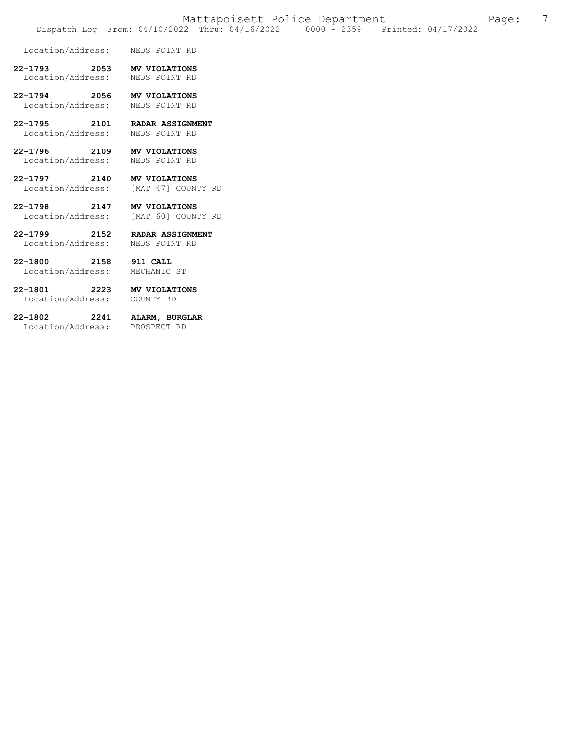Location/Address: NEDS POINT RD

**22-1793 2053 MV VIOLATIONS**
Location/Address: NEDS POINT RD

**22-1794 2056 MV VIOLATIONS**
Location/Address: NEDS POINT RD

**22-1795 2101 RADAR ASSIGNMENT**
Location/Address: NEDS POINT RD

**22-1796 2109 MV VIOLATIONS**
Location/Address: NEDS POINT RD

**22-1797 2140 MV VIOLATIONS**
Location/Address: [MAT 47] COUNTY RD

**22-1798 2147 MV VIOLATIONS**
Location/Address: [MAT 60] COUNTY RD

**22-1799 2152 RADAR ASSIGNMENT**
Location/Address: NEDS POINT RD

**22-1800 2158 911 CALL**
Location/Address: MECHANIC ST

**22-1801 2223 MV VIOLATIONS**
Location/Address: COUNTY RD

**22-1802 2241 ALARM, BURGLAR**
Location/Address: PROSPECT RD